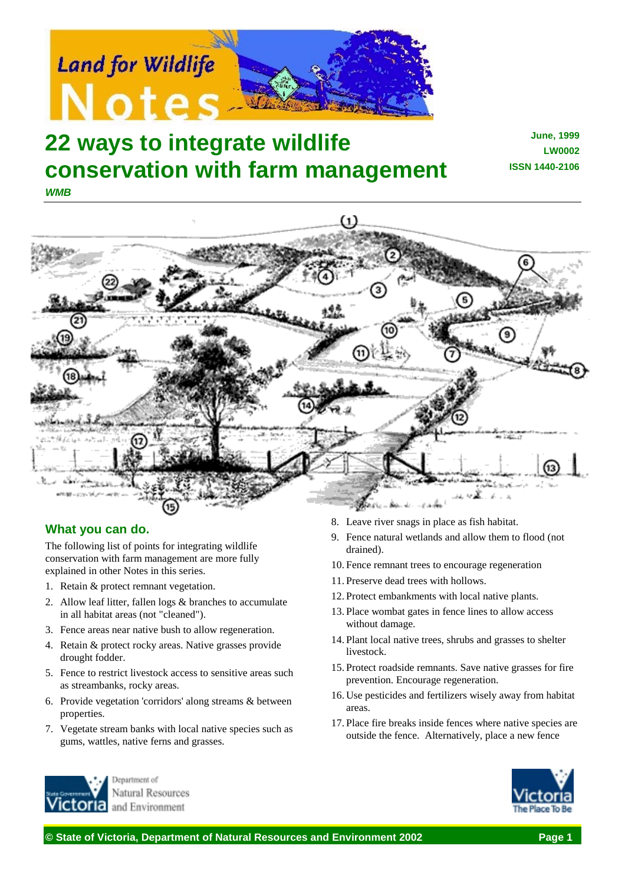# 22 ways to integrate wildlife conservation with farm management

**June, 1999**
**LW0002**
**ISSN 1440-2106**

***WMB***

## What you can do.

The following list of points for integrating wildlife conservation with farm management are more fully explained in other Notes in this series.

1. Retain & protect remnant vegetation.
2. Allow leaf litter, fallen logs & branches to accumulate in all habitat areas (not "cleaned").
3. Fence areas near native bush to allow regeneration.
4. Retain & protect rocky areas. Native grasses provide drought fodder.
5. Fence to restrict livestock access to sensitive areas such as streambanks, rocky areas.
6. Provide vegetation 'corridors' along streams & between properties.
7. Vegetate stream banks with local native species such as gums, wattles, native ferns and grasses.
8. Leave river snags in place as fish habitat.
9. Fence natural wetlands and allow them to flood (not drained).
10. Fence remnant trees to encourage regeneration
11. Preserve dead trees with hollows.
12. Protect embankments with local native plants.
13. Place wombat gates in fence lines to allow access without damage.
14. Plant local native trees, shrubs and grasses to shelter livestock.
15. Protect roadside remnants. Save native grasses for fire prevention. Encourage regeneration.
16. Use pesticides and fertilizers wisely away from habitat areas.
17. Place fire breaks inside fences where native species are outside the fence. Alternatively, place a new fence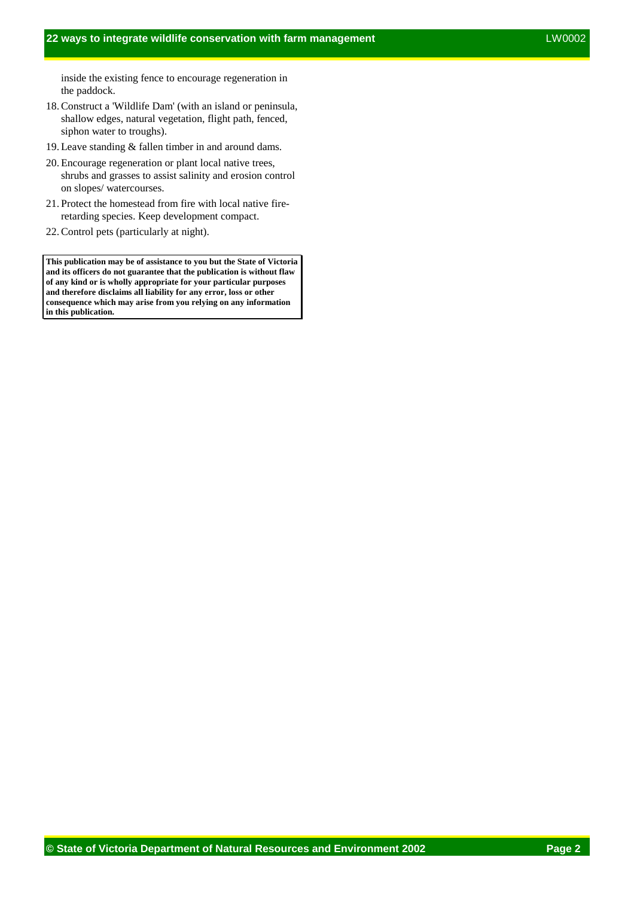inside the existing fence to encourage regeneration in the paddock.

18. Construct a 'Wildlife Dam' (with an island or peninsula, shallow edges, natural vegetation, flight path, fenced, siphon water to troughs).
19. Leave standing & fallen timber in and around dams.
20. Encourage regeneration or plant local native trees, shrubs and grasses to assist salinity and erosion control on slopes/ watercourses.
21. Protect the homestead from fire with local native fire-retarding species. Keep development compact.
22. Control pets (particularly at night).

**This publication may be of assistance to you but the State of Victoria and its officers do not guarantee that the publication is without flaw of any kind or is wholly appropriate for your particular purposes and therefore disclaims all liability for any error, loss or other consequence which may arise from you relying on any information in this publication.**